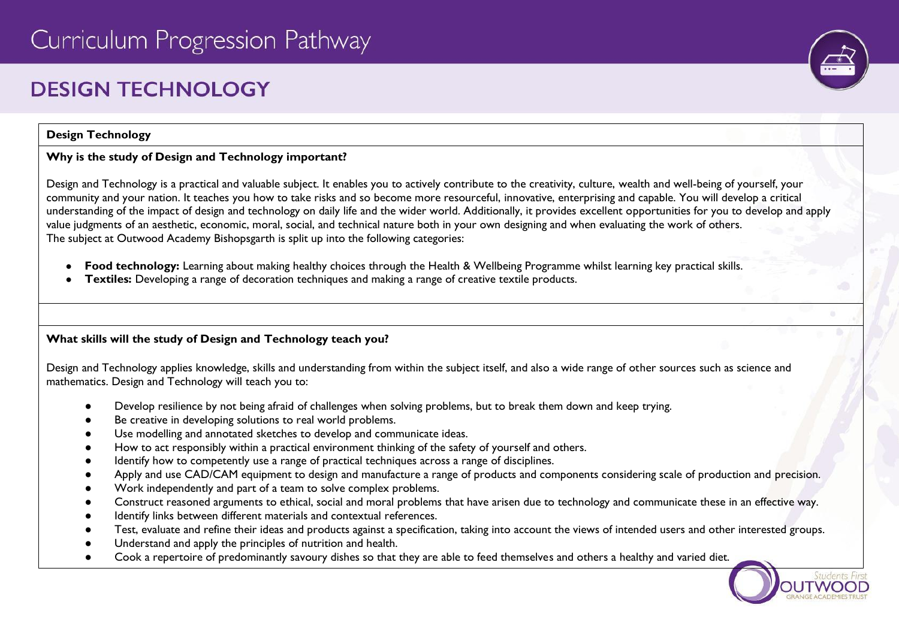# Curriculum Progression Pathway

## DESIGN TECHNOLOGY

**Design Technology**

**Why is the study of Design and Technology important?**

Design and Technology is a practical and valuable subject. It enables you to actively contribute to the creativity, culture, wealth and well-being of yourself, your community and your nation. It teaches you how to take risks and so become more resourceful, innovative, enterprising and capable. You will develop a critical understanding of the impact of design and technology on daily life and the wider world. Additionally, it provides excellent opportunities for you to develop and apply value judgments of an aesthetic, economic, moral, social, and technical nature both in your own designing and when evaluating the work of others.
The subject at Outwood Academy Bishopsgarth is split up into the following categories:

- **Food technology:** Learning about making healthy choices through the Health & Wellbeing Programme whilst learning key practical skills.
- **Textiles:** Developing a range of decoration techniques and making a range of creative textile products.

**What skills will the study of Design and Technology teach you?**

Design and Technology applies knowledge, skills and understanding from within the subject itself, and also a wide range of other sources such as science and mathematics. Design and Technology will teach you to:

- Develop resilience by not being afraid of challenges when solving problems, but to break them down and keep trying.
- Be creative in developing solutions to real world problems.
- Use modelling and annotated sketches to develop and communicate ideas.
- How to act responsibly within a practical environment thinking of the safety of yourself and others.
- Identify how to competently use a range of practical techniques across a range of disciplines.
- Apply and use CAD/CAM equipment to design and manufacture a range of products and components considering scale of production and precision.
- Work independently and part of a team to solve complex problems.
- Construct reasoned arguments to ethical, social and moral problems that have arisen due to technology and communicate these in an effective way.
- Identify links between different materials and contextual references.
- Test, evaluate and refine their ideas and products against a specification, taking into account the views of intended users and other interested groups.
- Understand and apply the principles of nutrition and health.
- Cook a repertoire of predominantly savoury dishes so that they are able to feed themselves and others a healthy and varied diet.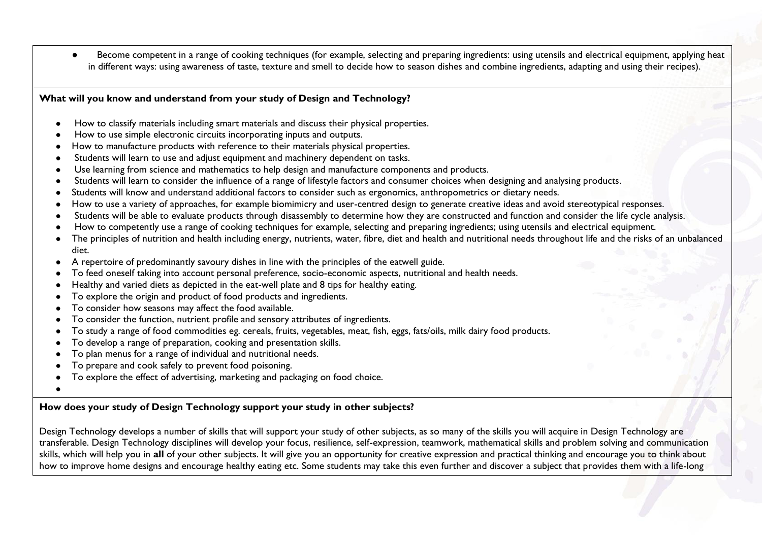- Become competent in a range of cooking techniques (for example, selecting and preparing ingredients: using utensils and electrical equipment, applying heat in different ways: using awareness of taste, texture and smell to decide how to season dishes and combine ingredients, adapting and using their recipes).

**What will you know and understand from your study of Design and Technology?**

- How to classify materials including smart materials and discuss their physical properties.
- How to use simple electronic circuits incorporating inputs and outputs.
- How to manufacture products with reference to their materials physical properties.
- Students will learn to use and adjust equipment and machinery dependent on tasks.
- Use learning from science and mathematics to help design and manufacture components and products.
- Students will learn to consider the influence of a range of lifestyle factors and consumer choices when designing and analysing products.
- Students will know and understand additional factors to consider such as ergonomics, anthropometrics or dietary needs.
- How to use a variety of approaches, for example biomimicry and user-centred design to generate creative ideas and avoid stereotypical responses.
- Students will be able to evaluate products through disassembly to determine how they are constructed and function and consider the life cycle analysis.
- How to competently use a range of cooking techniques for example, selecting and preparing ingredients; using utensils and electrical equipment.
- The principles of nutrition and health including energy, nutrients, water, fibre, diet and health and nutritional needs throughout life and the risks of an unbalanced diet.
- A repertoire of predominantly savoury dishes in line with the principles of the eatwell guide.
- To feed oneself taking into account personal preference, socio-economic aspects, nutritional and health needs.
- Healthy and varied diets as depicted in the eat-well plate and 8 tips for healthy eating.
- To explore the origin and product of food products and ingredients.
- To consider how seasons may affect the food available.
- To consider the function, nutrient profile and sensory attributes of ingredients.
- To study a range of food commodities eg. cereals, fruits, vegetables, meat, fish, eggs, fats/oils, milk dairy food products.
- To develop a range of preparation, cooking and presentation skills.
- To plan menus for a range of individual and nutritional needs.
- To prepare and cook safely to prevent food poisoning.
- To explore the effect of advertising, marketing and packaging on food choice.

**How does your study of Design Technology support your study in other subjects?**

Design Technology develops a number of skills that will support your study of other subjects, as so many of the skills you will acquire in Design Technology are transferable. Design Technology disciplines will develop your focus, resilience, self-expression, teamwork, mathematical skills and problem solving and communication skills, which will help you in **all** of your other subjects. It will give you an opportunity for creative expression and practical thinking and encourage you to think about how to improve home designs and encourage healthy eating etc. Some students may take this even further and discover a subject that provides them with a life-long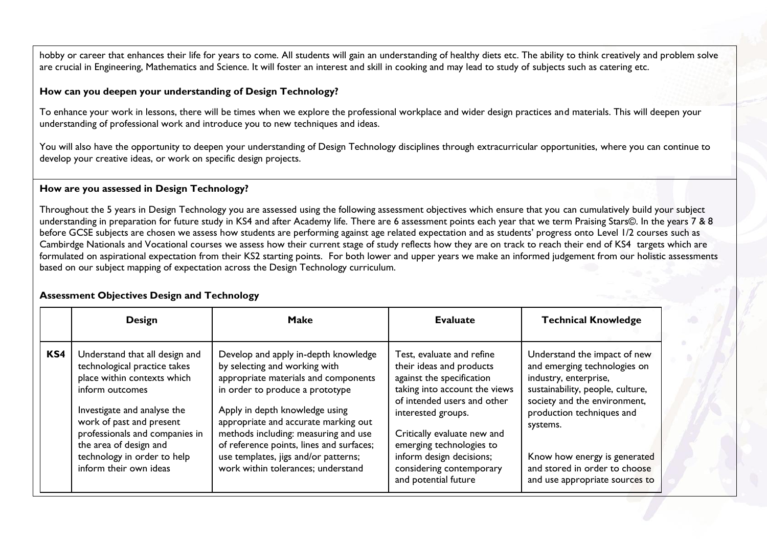hobby or career that enhances their life for years to come. All students will gain an understanding of healthy diets etc. The ability to think creatively and problem solve are crucial in Engineering, Mathematics and Science. It will foster an interest and skill in cooking and may lead to study of subjects such as catering etc.

**How can you deepen your understanding of Design Technology?**

To enhance your work in lessons, there will be times when we explore the professional workplace and wider design practices and materials. This will deepen your understanding of professional work and introduce you to new techniques and ideas.

You will also have the opportunity to deepen your understanding of Design Technology disciplines through extracurricular opportunities, where you can continue to develop your creative ideas, or work on specific design projects.

**How are you assessed in Design Technology?**

Throughout the 5 years in Design Technology you are assessed using the following assessment objectives which ensure that you can cumulatively build your subject understanding in preparation for future study in KS4 and after Academy life. There are 6 assessment points each year that we term Praising Stars©. In the years 7 & 8 before GCSE subjects are chosen we assess how students are performing against age related expectation and as students' progress onto Level 1/2 courses such as Cambirdge Nationals and Vocational courses we assess how their current stage of study reflects how they are on track to reach their end of KS4 targets which are formulated on aspirational expectation from their KS2 starting points. For both lower and upper years we make an informed judgement from our holistic assessments based on our subject mapping of expectation across the Design Technology curriculum.

**Assessment Objectives Design and Technology**

| | **Design** | **Make** | **Evaluate** | **Technical Knowledge** |
|---|---|---|---|---|
| **KS4** | Understand that all design and technological practice takes place within contexts which inform outcomes<br><br>Investigate and analyse the work of past and present professionals and companies in the area of design and technology in order to help inform their own ideas | Develop and apply in-depth knowledge by selecting and working with appropriate materials and components in order to produce a prototype<br><br>Apply in depth knowledge using appropriate and accurate marking out methods including: measuring and use of reference points, lines and surfaces; use templates, jigs and/or patterns; work within tolerances; understand | Test, evaluate and refine their ideas and products against the specification taking into account the views of intended users and other interested groups.<br><br>Critically evaluate new and emerging technologies to inform design decisions; considering contemporary and potential future | Understand the impact of new and emerging technologies on industry, enterprise, sustainability, people, culture, society and the environment, production techniques and systems.<br><br>Know how energy is generated and stored in order to choose and use appropriate sources to |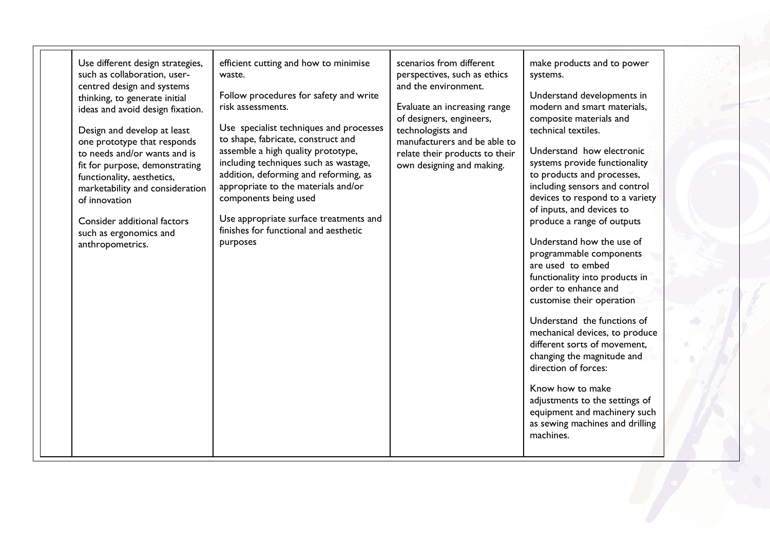| | | | | |
|---|---|---|---|---|
| | Use different design strategies, such as collaboration, user-centred design and systems thinking, to generate initial ideas and avoid design fixation.<br><br>Design and develop at least one prototype that responds to needs and/or wants and is fit for purpose, demonstrating functionality, aesthetics, marketability and consideration of innovation<br><br>Consider additional factors such as ergonomics and anthropometrics. | efficient cutting and how to minimise waste.<br><br>Follow procedures for safety and write risk assessments.<br><br>Use specialist techniques and processes to shape, fabricate, construct and assemble a high quality prototype, including techniques such as wastage, addition, deforming and reforming, as appropriate to the materials and/or components being used<br><br>Use appropriate surface treatments and finishes for functional and aesthetic purposes | scenarios from different perspectives, such as ethics and the environment.<br><br>Evaluate an increasing range of designers, engineers, technologists and manufacturers and be able to relate their products to their own designing and making. | make products and to power systems.<br><br>Understand developments in modern and smart materials, composite materials and technical textiles.<br><br>Understand how electronic systems provide functionality to products and processes, including sensors and control devices to respond to a variety of inputs, and devices to produce a range of outputs<br><br>Understand how the use of programmable components are used to embed functionality into products in order to enhance and customise their operation<br><br>Understand the functions of mechanical devices, to produce different sorts of movement, changing the magnitude and direction of forces:<br><br>Know how to make adjustments to the settings of equipment and machinery such as sewing machines and drilling machines. |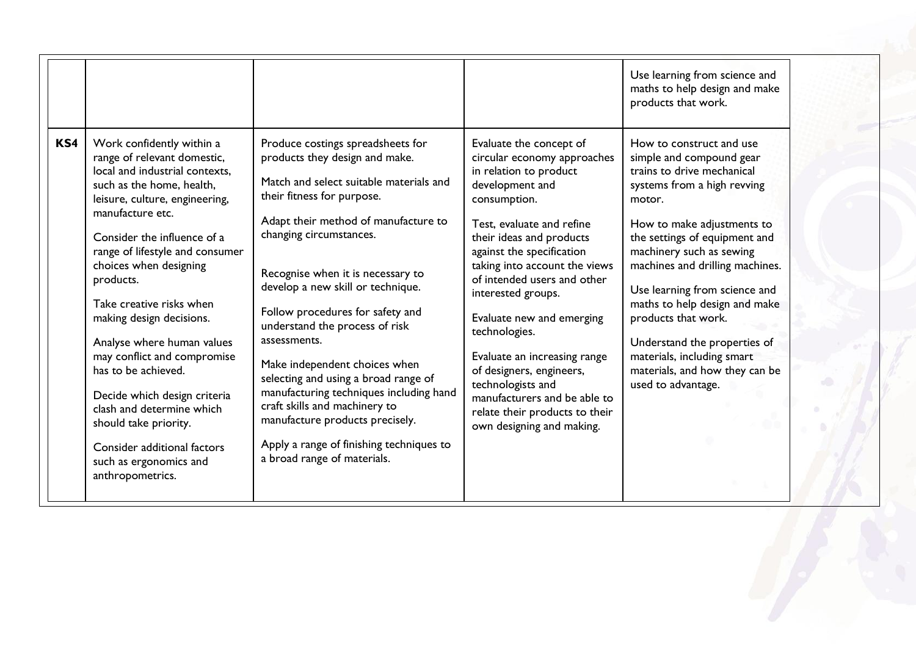| | | | | |
|---|---|---|---|---|
| | | | | Use learning from science and maths to help design and make products that work. |
| **KS4** | Work confidently within a range of relevant domestic, local and industrial contexts, such as the home, health, leisure, culture, engineering, manufacture etc.<br><br>Consider the influence of a range of lifestyle and consumer choices when designing products.<br><br>Take creative risks when making design decisions.<br><br>Analyse where human values may conflict and compromise has to be achieved.<br><br>Decide which design criteria clash and determine which should take priority.<br><br>Consider additional factors such as ergonomics and anthropometrics. | Produce costings spreadsheets for products they design and make.<br><br>Match and select suitable materials and their fitness for purpose.<br><br>Adapt their method of manufacture to changing circumstances.<br><br>Recognise when it is necessary to develop a new skill or technique.<br><br>Follow procedures for safety and understand the process of risk assessments.<br><br>Make independent choices when selecting and using a broad range of manufacturing techniques including hand craft skills and machinery to manufacture products precisely.<br><br>Apply a range of finishing techniques to a broad range of materials. | Evaluate the concept of circular economy approaches in relation to product development and consumption.<br><br>Test, evaluate and refine their ideas and products against the specification taking into account the views of intended users and other interested groups.<br><br>Evaluate new and emerging technologies.<br><br>Evaluate an increasing range of designers, engineers, technologists and manufacturers and be able to relate their products to their own designing and making. | How to construct and use simple and compound gear trains to drive mechanical systems from a high revving motor.<br><br>How to make adjustments to the settings of equipment and machinery such as sewing machines and drilling machines.<br><br>Use learning from science and maths to help design and make products that work.<br><br>Understand the properties of materials, including smart materials, and how they can be used to advantage. |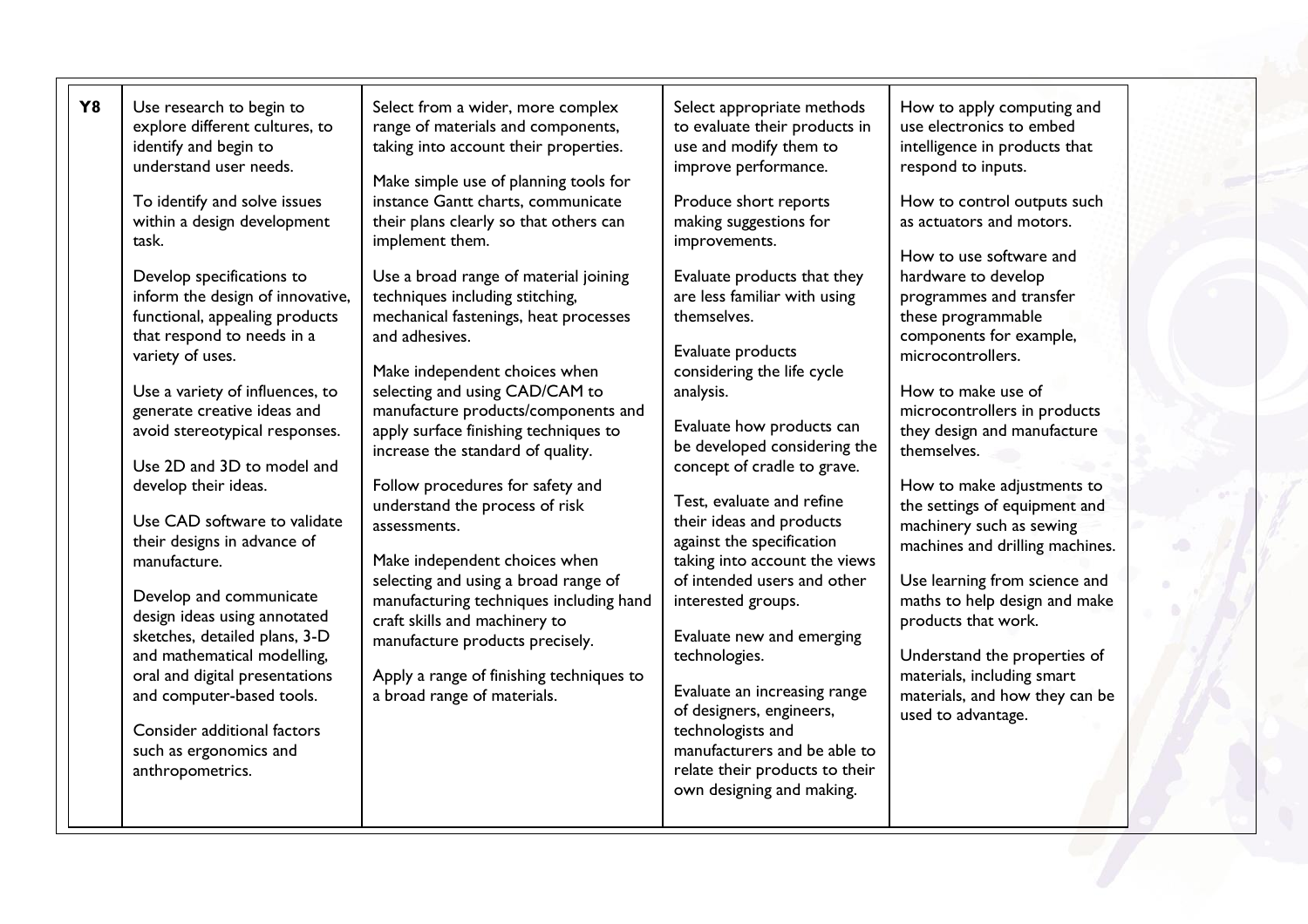| Y8 | Use research to begin to explore different cultures, to identify and begin to understand user needs.<br><br>To identify and solve issues within a design development task.<br><br>Develop specifications to inform the design of innovative, functional, appealing products that respond to needs in a variety of uses.<br><br>Use a variety of influences, to generate creative ideas and avoid stereotypical responses.<br><br>Use 2D and 3D to model and develop their ideas.<br><br>Use CAD software to validate their designs in advance of manufacture.<br><br>Develop and communicate design ideas using annotated sketches, detailed plans, 3-D and mathematical modelling, oral and digital presentations and computer-based tools.<br><br>Consider additional factors such as ergonomics and anthropometrics. | Select from a wider, more complex range of materials and components, taking into account their properties.<br><br>Make simple use of planning tools for instance Gantt charts, communicate their plans clearly so that others can implement them.<br><br>Use a broad range of material joining techniques including stitching, mechanical fastenings, heat processes and adhesives.<br><br>Make independent choices when selecting and using CAD/CAM to manufacture products/components and apply surface finishing techniques to increase the standard of quality.<br><br>Follow procedures for safety and understand the process of risk assessments.<br><br>Make independent choices when selecting and using a broad range of manufacturing techniques including hand craft skills and machinery to manufacture products precisely.<br><br>Apply a range of finishing techniques to a broad range of materials. | Select appropriate methods to evaluate their products in use and modify them to improve performance.<br><br>Produce short reports making suggestions for improvements.<br><br>Evaluate products that they are less familiar with using themselves.<br><br>Evaluate products considering the life cycle analysis.<br><br>Evaluate how products can be developed considering the concept of cradle to grave.<br><br>Test, evaluate and refine their ideas and products against the specification taking into account the views of intended users and other interested groups.<br><br>Evaluate new and emerging technologies.<br><br>Evaluate an increasing range of designers, engineers, technologists and manufacturers and be able to relate their products to their own designing and making. | How to apply computing and use electronics to embed intelligence in products that respond to inputs.<br><br>How to control outputs such as actuators and motors.<br><br>How to use software and hardware to develop programmes and transfer these programmable components for example, microcontrollers.<br><br>How to make use of microcontrollers in products they design and manufacture themselves.<br><br>How to make adjustments to the settings of equipment and machinery such as sewing machines and drilling machines.<br><br>Use learning from science and maths to help design and make products that work.<br><br>Understand the properties of materials, including smart materials, and how they can be used to advantage. |
|---|---|---|---|---|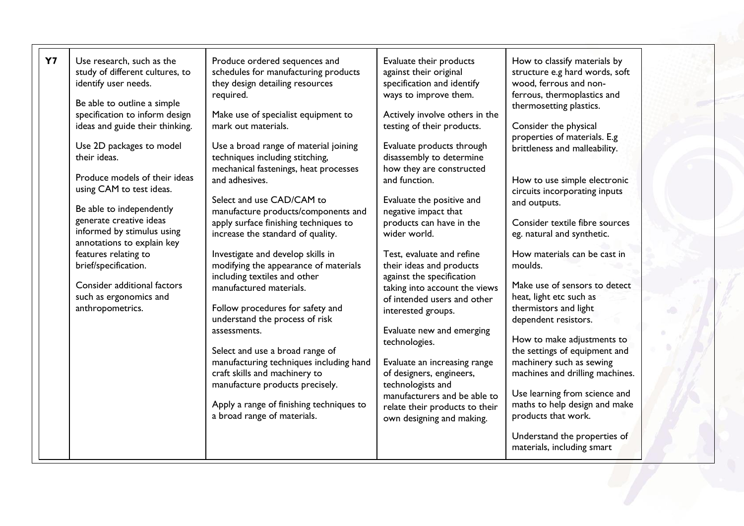| Y7 | Use research, such as the study of different cultures, to identify user needs.<br><br>Be able to outline a simple specification to inform design ideas and guide their thinking.<br><br>Use 2D packages to model their ideas.<br><br>Produce models of their ideas using CAM to test ideas.<br><br>Be able to independently generate creative ideas informed by stimulus using annotations to explain key features relating to brief/specification.<br><br>Consider additional factors such as ergonomics and anthropometrics. | Produce ordered sequences and schedules for manufacturing products they design detailing resources required.<br><br>Make use of specialist equipment to mark out materials.<br><br>Use a broad range of material joining techniques including stitching, mechanical fastenings, heat processes and adhesives.<br><br>Select and use CAD/CAM to manufacture products/components and apply surface finishing techniques to increase the standard of quality.<br><br>Investigate and develop skills in modifying the appearance of materials including textiles and other manufactured materials.<br><br>Follow procedures for safety and understand the process of risk assessments.<br><br>Select and use a broad range of manufacturing techniques including hand craft skills and machinery to manufacture products precisely.<br><br>Apply a range of finishing techniques to a broad range of materials. | Evaluate their products against their original specification and identify ways to improve them.<br><br>Actively involve others in the testing of their products.<br><br>Evaluate products through disassembly to determine how they are constructed and function.<br><br>Evaluate the positive and negative impact that products can have in the wider world.<br><br>Test, evaluate and refine their ideas and products against the specification taking into account the views of intended users and other interested groups.<br><br>Evaluate new and emerging technologies.<br><br>Evaluate an increasing range of designers, engineers, technologists and manufacturers and be able to relate their products to their own designing and making. | How to classify materials by structure e.g hard words, soft wood, ferrous and non-ferrous, thermoplastics and thermosetting plastics.<br><br>Consider the physical properties of materials. E.g brittleness and malleability.<br><br>How to use simple electronic circuits incorporating inputs and outputs.<br><br>Consider textile fibre sources eg. natural and synthetic.<br><br>How materials can be cast in moulds.<br><br>Make use of sensors to detect heat, light etc such as thermistors and light dependent resistors.<br><br>How to make adjustments to the settings of equipment and machinery such as sewing machines and drilling machines.<br><br>Use learning from science and maths to help design and make products that work.<br><br>Understand the properties of materials, including smart |
|---|---|---|---|---|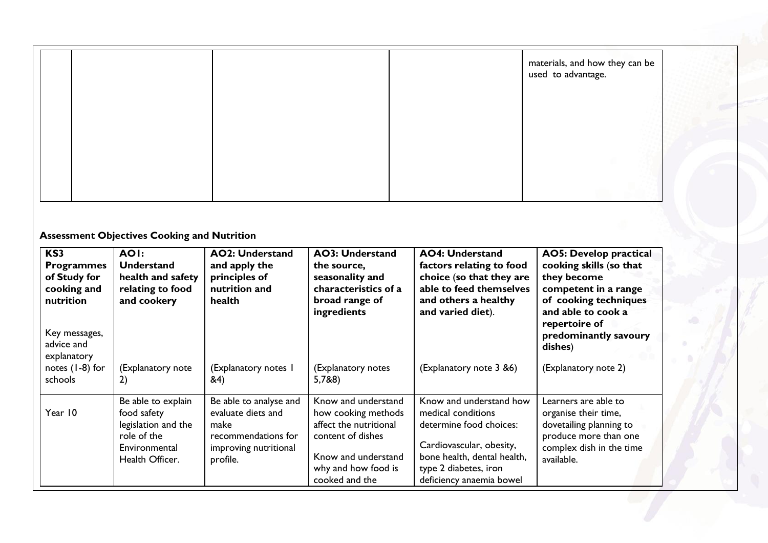| | | | | materials, and how they can be used to advantage. |
|---|---|---|---|---|

**Assessment Objectives Cooking and Nutrition**

| **KS3 Programmes of Study for cooking and nutrition**<br><br>Key messages, advice and explanatory notes (1-8) for schools | **AO1: Understand health and safety relating to food and cookery**<br><br>(Explanatory note 2) | **AO2: Understand and apply the principles of nutrition and health**<br><br>(Explanatory notes 1 &4) | **AO3: Understand the source, seasonality and characteristics of a broad range of ingredients**<br><br>(Explanatory notes 5,7&8) | **AO4: Understand factors relating to food choice (so that they are able to feed themselves and others a healthy and varied diet).**<br><br>(Explanatory note 3 &6) | **AO5: Develop practical cooking skills (so that they become competent in a range of cooking techniques and able to cook a repertoire of predominantly savoury dishes)**<br><br>(Explanatory note 2) |
|---|---|---|---|---|---|
| Year 10 | Be able to explain food safety legislation and the role of the Environmental Health Officer. | Be able to analyse and evaluate diets and make recommendations for improving nutritional profile. | Know and understand how cooking methods affect the nutritional content of dishes<br><br>Know and understand why and how food is cooked and the | Know and understand how medical conditions determine food choices:<br><br>Cardiovascular, obesity, bone health, dental health, type 2 diabetes, iron deficiency anaemia bowel | Learners are able to organise their time, dovetailing planning to produce more than one complex dish in the time available. |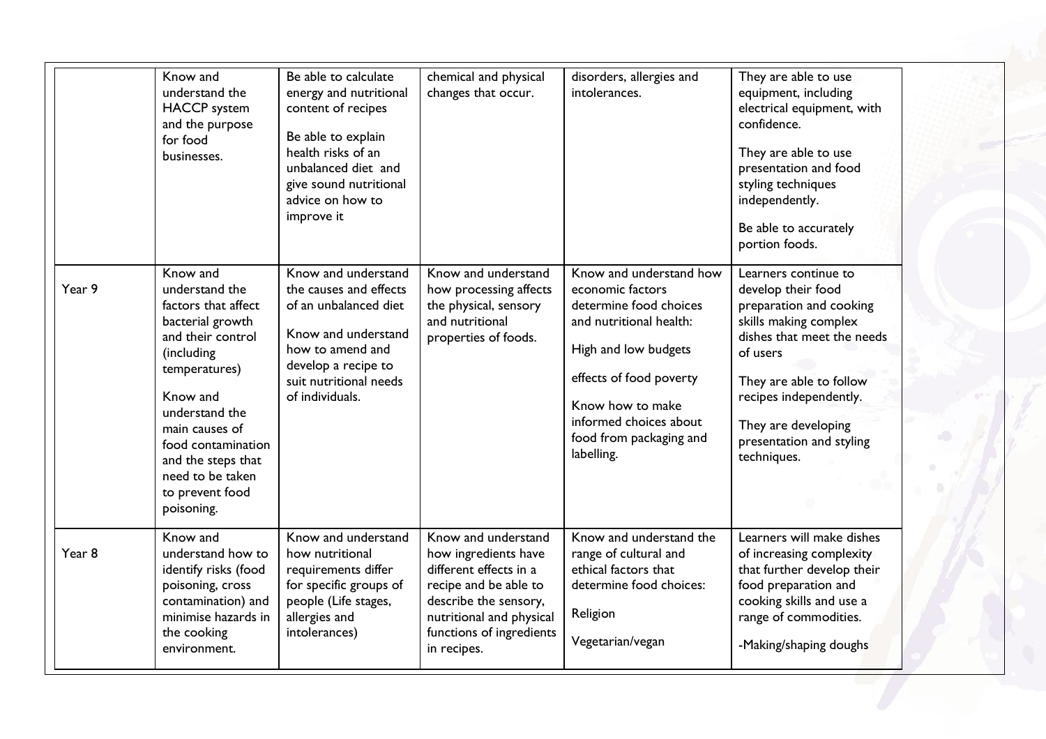|  |  |  |  |  |  |
|---|---|---|---|---|---|
|  | Know and understand the HACCP system and the purpose for food businesses. | Be able to calculate energy and nutritional content of recipes<br><br>Be able to explain health risks of an unbalanced diet and give sound nutritional advice on how to improve it | chemical and physical changes that occur. | disorders, allergies and intolerances. | They are able to use equipment, including electrical equipment, with confidence.<br><br>They are able to use presentation and food styling techniques independently.<br><br>Be able to accurately portion foods. |
| Year 9 | Know and understand the factors that affect bacterial growth and their control (including temperatures)<br><br>Know and understand the main causes of food contamination and the steps that need to be taken to prevent food poisoning. | Know and understand the causes and effects of an unbalanced diet<br><br>Know and understand how to amend and develop a recipe to suit nutritional needs of individuals. | Know and understand how processing affects the physical, sensory and nutritional properties of foods. | Know and understand how economic factors determine food choices and nutritional health:<br><br>High and low budgets<br><br>effects of food poverty<br><br>Know how to make informed choices about food from packaging and labelling. | Learners continue to develop their food preparation and cooking skills making complex dishes that meet the needs of users<br><br>They are able to follow recipes independently.<br><br>They are developing presentation and styling techniques. |
| Year 8 | Know and understand how to identify risks (food poisoning, cross contamination) and minimise hazards in the cooking environment. | Know and understand how nutritional requirements differ for specific groups of people (Life stages, allergies and intolerances) | Know and understand how ingredients have different effects in a recipe and be able to describe the sensory, nutritional and physical functions of ingredients in recipes. | Know and understand the range of cultural and ethical factors that determine food choices:<br><br>Religion<br><br>Vegetarian/vegan | Learners will make dishes of increasing complexity that further develop their food preparation and cooking skills and use a range of commodities.<br><br>-Making/shaping doughs |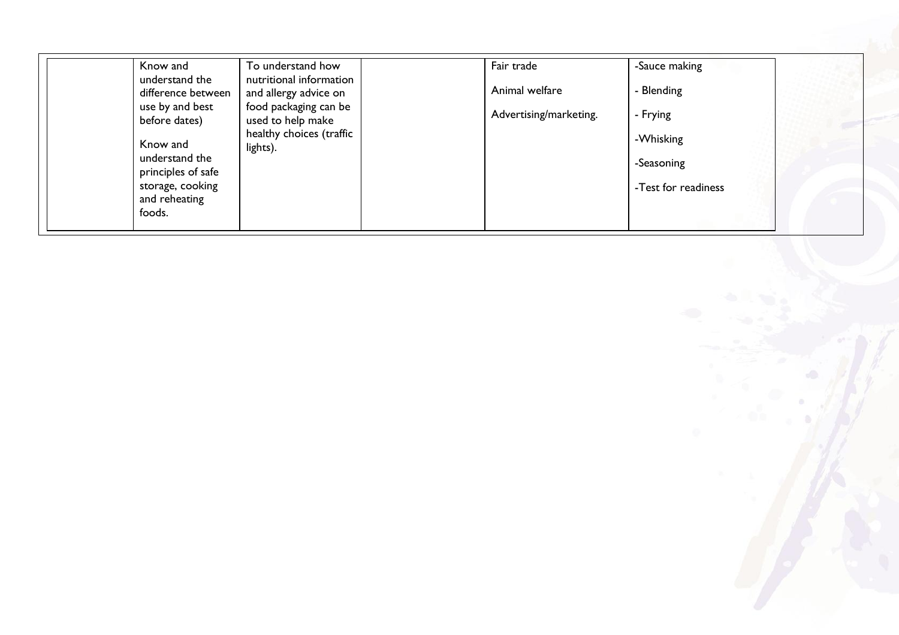| | | | | | |
|---|---|---|---|---|---|
| | Know and understand the difference between use by and best before dates)<br><br>Know and understand the principles of safe storage, cooking and reheating foods. | To understand how nutritional information and allergy advice on food packaging can be used to help make healthy choices (traffic lights). | | Fair trade<br><br>Animal welfare<br><br>Advertising/marketing. | -Sauce making<br><br>- Blending<br><br>- Frying<br><br>-Whisking<br><br>-Seasoning<br><br>-Test for readiness |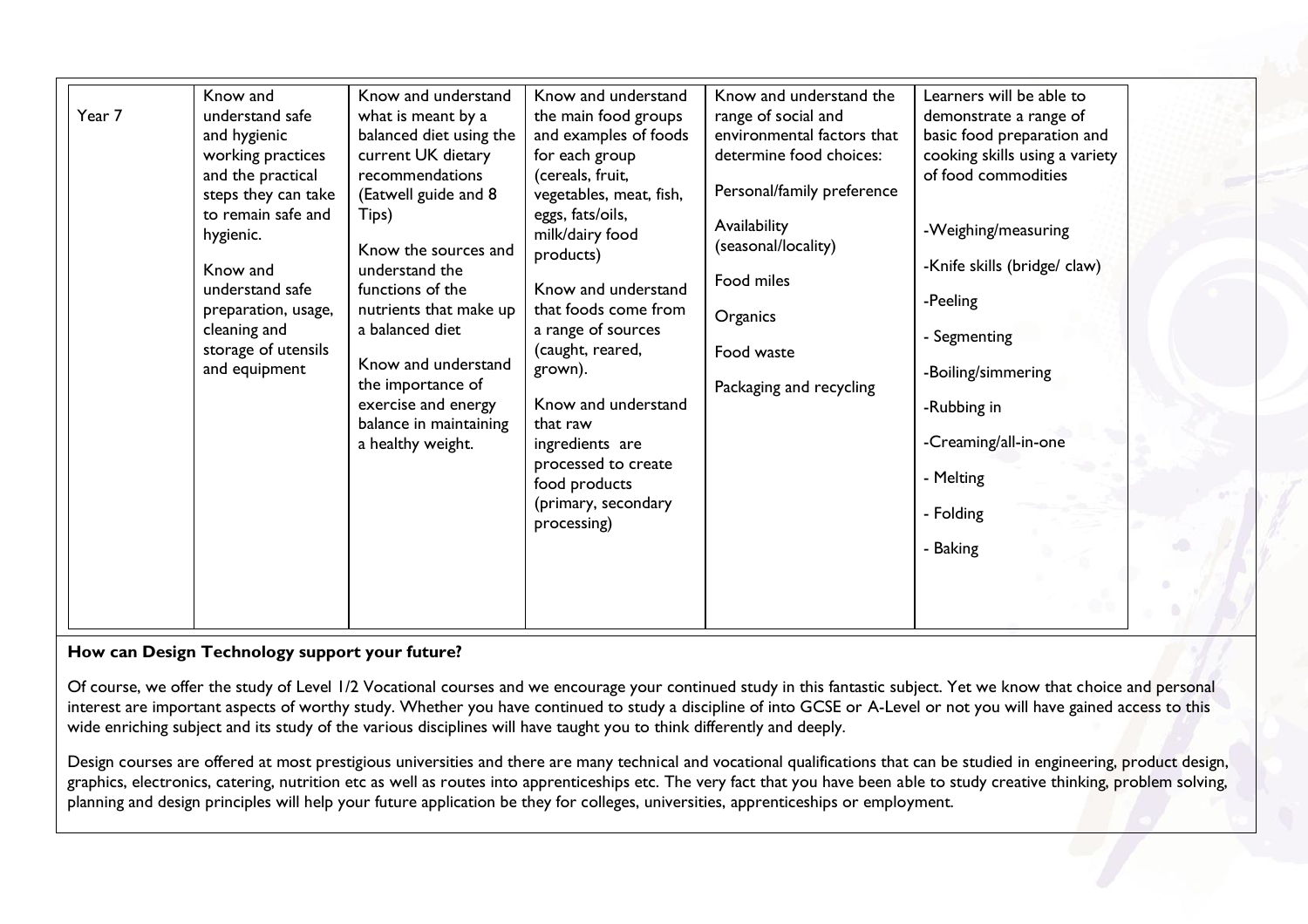| Year 7 | Know and understand safe and hygienic working practices and the practical steps they can take to remain safe and hygienic.<br><br>Know and understand safe preparation, usage, cleaning and storage of utensils and equipment | Know and understand what is meant by a balanced diet using the current UK dietary recommendations (Eatwell guide and 8 Tips)<br><br>Know the sources and understand the functions of the nutrients that make up a balanced diet<br><br>Know and understand the importance of exercise and energy balance in maintaining a healthy weight. | Know and understand the main food groups and examples of foods for each group (cereals, fruit, vegetables, meat, fish, eggs, fats/oils, milk/dairy food products)<br><br>Know and understand that foods come from a range of sources (caught, reared, grown).<br><br>Know and understand that raw ingredients are processed to create food products (primary, secondary processing) | Know and understand the range of social and environmental factors that determine food choices:<br><br>Personal/family preference<br><br>Availability (seasonal/locality)<br><br>Food miles<br><br>Organics<br><br>Food waste<br><br>Packaging and recycling | Learners will be able to demonstrate a range of basic food preparation and cooking skills using a variety of food commodities<br><br>-Weighing/measuring<br><br>-Knife skills (bridge/ claw)<br><br>-Peeling<br><br>- Segmenting<br><br>-Boiling/simmering<br><br>-Rubbing in<br><br>-Creaming/all-in-one<br><br>- Melting<br><br>- Folding<br><br>- Baking |
|---|---|---|---|---|---|

**How can Design Technology support your future?**

Of course, we offer the study of Level 1/2 Vocational courses and we encourage your continued study in this fantastic subject. Yet we know that choice and personal interest are important aspects of worthy study. Whether you have continued to study a discipline of into GCSE or A-Level or not you will have gained access to this wide enriching subject and its study of the various disciplines will have taught you to think differently and deeply.

Design courses are offered at most prestigious universities and there are many technical and vocational qualifications that can be studied in engineering, product design, graphics, electronics, catering, nutrition etc as well as routes into apprenticeships etc. The very fact that you have been able to study creative thinking, problem solving, planning and design principles will help your future application be they for colleges, universities, apprenticeships or employment.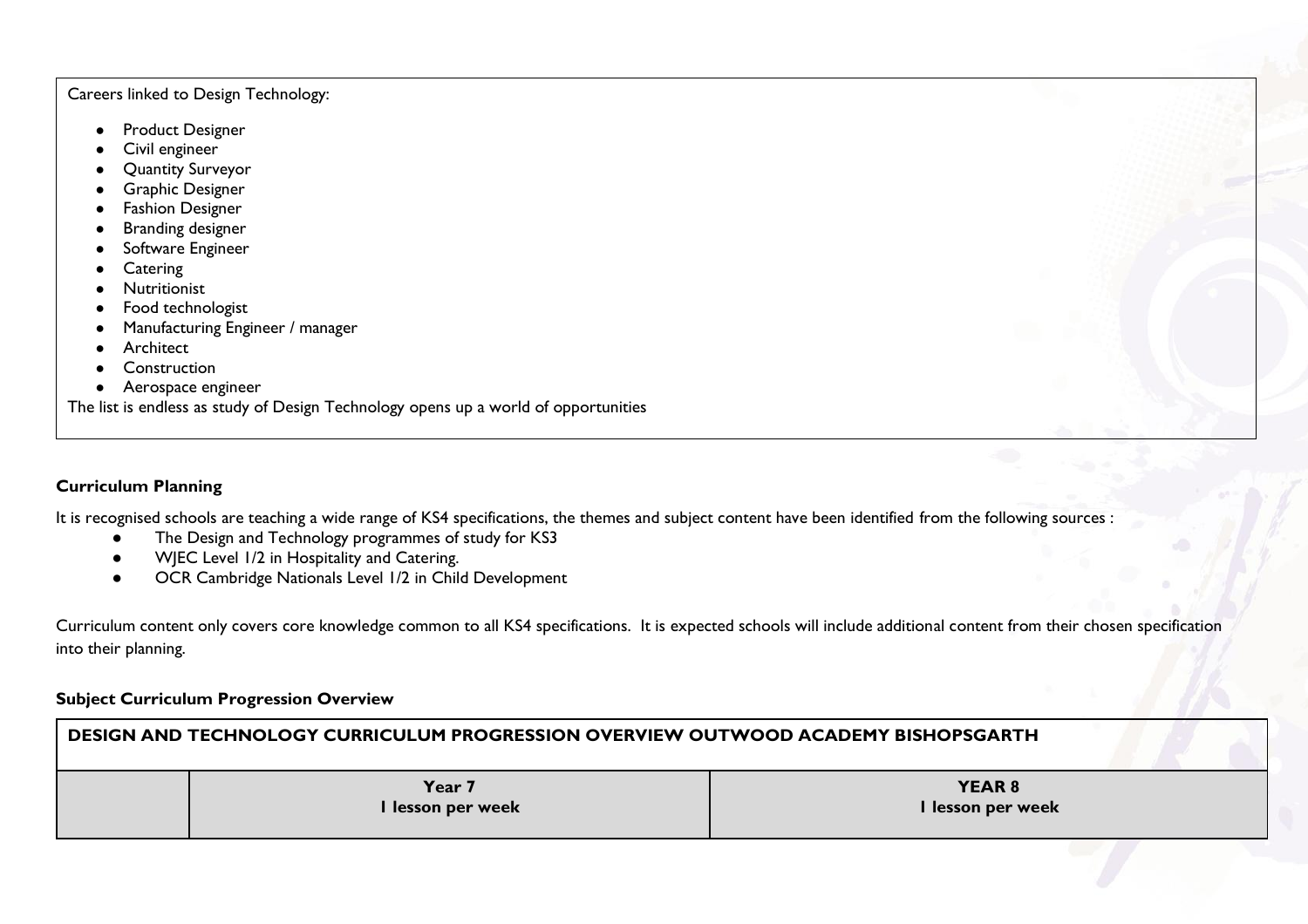Careers linked to Design Technology:

- Product Designer
- Civil engineer
- Quantity Surveyor
- Graphic Designer
- Fashion Designer
- Branding designer
- Software Engineer
- Catering
- Nutritionist
- Food technologist
- Manufacturing Engineer / manager
- Architect
- Construction
- Aerospace engineer

The list is endless as study of Design Technology opens up a world of opportunities

**Curriculum Planning**

It is recognised schools are teaching a wide range of KS4 specifications, the themes and subject content have been identified from the following sources :

- The Design and Technology programmes of study for KS3
- WJEC Level 1/2 in Hospitality and Catering.
- OCR Cambridge Nationals Level 1/2 in Child Development

Curriculum content only covers core knowledge common to all KS4 specifications. It is expected schools will include additional content from their chosen specification into their planning.

**Subject Curriculum Progression Overview**

| DESIGN AND TECHNOLOGY CURRICULUM PROGRESSION OVERVIEW OUTWOOD ACADEMY BISHOPSGARTH | | |
|---|---|---|
| | **Year 7**<br>**1 lesson per week** | **YEAR 8**<br>**1 lesson per week** |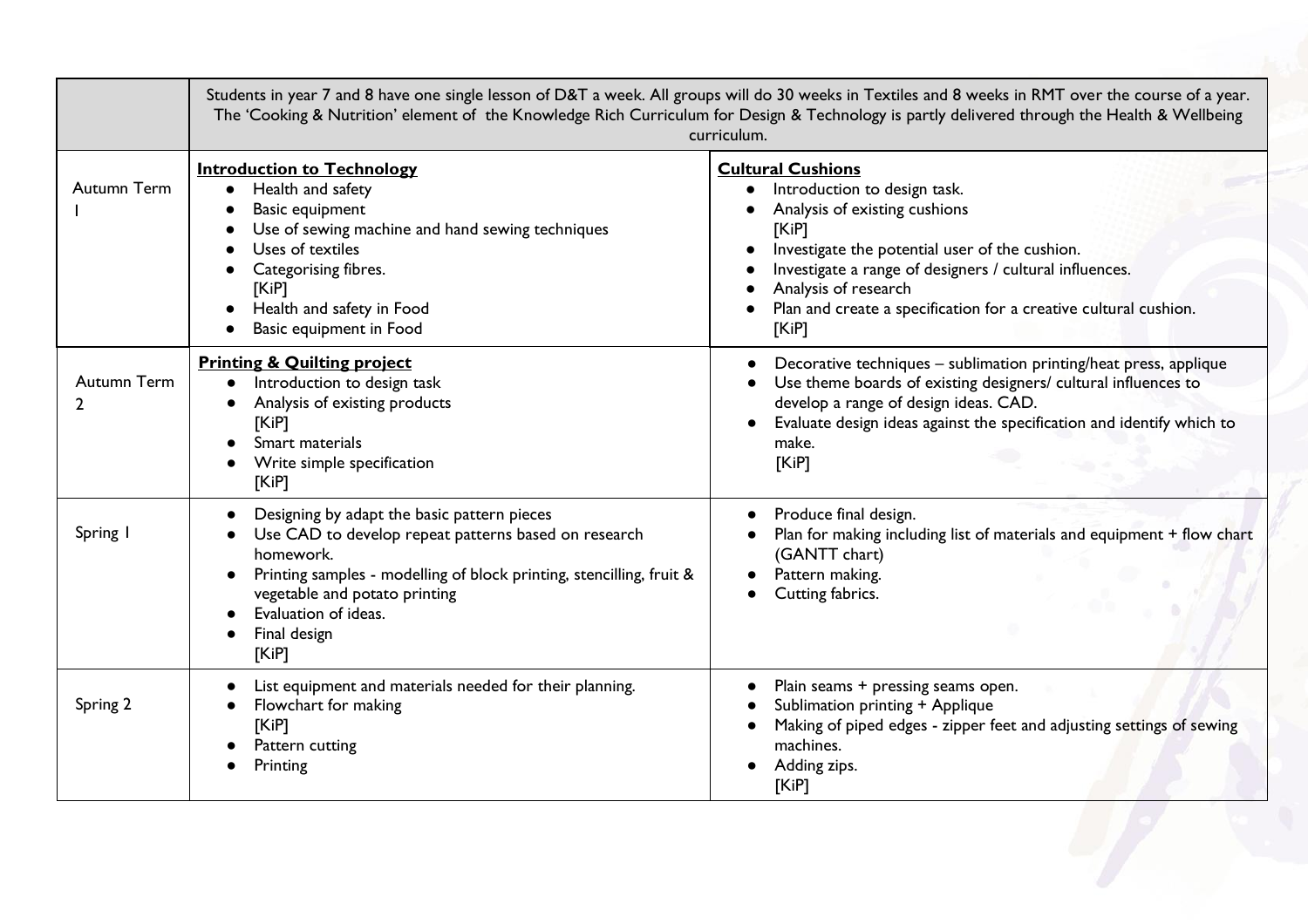| | Students in year 7 and 8 have one single lesson of D&T a week. All groups will do 30 weeks in Textiles and 8 weeks in RMT over the course of a year. The 'Cooking & Nutrition' element of the Knowledge Rich Curriculum for Design & Technology is partly delivered through the Health & Wellbeing curriculum. | |
|---|---|---|
| Autumn Term 1 | **Introduction to Technology**<br>• Health and safety<br>• Basic equipment<br>• Use of sewing machine and hand sewing techniques<br>• Uses of textiles<br>• Categorising fibres.<br>[KiP]<br>• Health and safety in Food<br>• Basic equipment in Food | **Cultural Cushions**<br>• Introduction to design task.<br>• Analysis of existing cushions<br>[KiP]<br>• Investigate the potential user of the cushion.<br>• Investigate a range of designers / cultural influences.<br>• Analysis of research<br>• Plan and create a specification for a creative cultural cushion.<br>[KiP] |
| Autumn Term 2 | **Printing & Quilting project**<br>• Introduction to design task<br>• Analysis of existing products<br>[KiP]<br>• Smart materials<br>• Write simple specification<br>[KiP] | • Decorative techniques – sublimation printing/heat press, applique<br>• Use theme boards of existing designers/ cultural influences to develop a range of design ideas. CAD.<br>• Evaluate design ideas against the specification and identify which to make.<br>[KiP] |
| Spring 1 | • Designing by adapt the basic pattern pieces<br>• Use CAD to develop repeat patterns based on research homework.<br>• Printing samples - modelling of block printing, stencilling, fruit & vegetable and potato printing<br>• Evaluation of ideas.<br>• Final design<br>[KiP] | • Produce final design.<br>• Plan for making including list of materials and equipment + flow chart (GANTT chart)<br>• Pattern making.<br>• Cutting fabrics. |
| Spring 2 | • List equipment and materials needed for their planning.<br>• Flowchart for making<br>[KiP]<br>• Pattern cutting<br>• Printing | • Plain seams + pressing seams open.<br>• Sublimation printing + Applique<br>• Making of piped edges - zipper feet and adjusting settings of sewing machines.<br>• Adding zips.<br>[KiP] |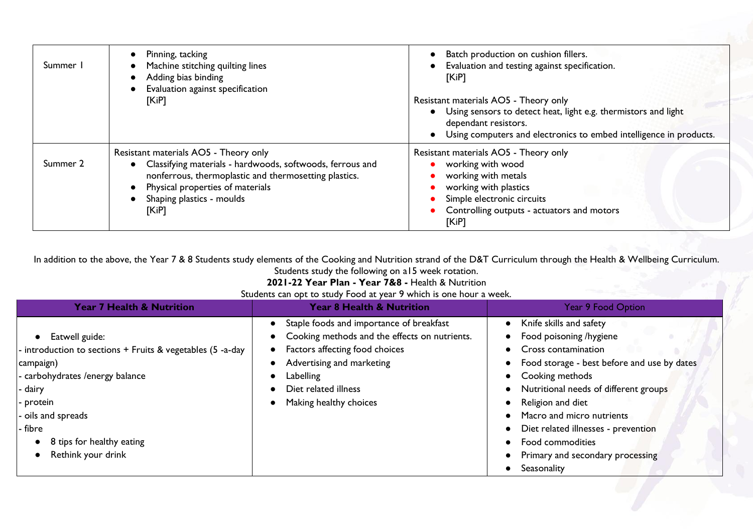| | | |
|---|---|---|
| Summer 1 | • Pinning, tacking<br>• Machine stitching quilting lines<br>• Adding bias binding<br>• Evaluation against specification<br>[KiP] | • Batch production on cushion fillers.<br>• Evaluation and testing against specification.<br>[KiP]<br><br>Resistant materials AO5 - Theory only<br>• Using sensors to detect heat, light e.g. thermistors and light dependant resistors.<br>• Using computers and electronics to embed intelligence in products. |
| Summer 2 | Resistant materials AO5 - Theory only<br>• Classifying materials - hardwoods, softwoods, ferrous and nonferrous, thermoplastic and thermosetting plastics.<br>• Physical properties of materials<br>• Shaping plastics - moulds<br>[KiP] | Resistant materials AO5 - Theory only<br>• working with wood<br>• working with metals<br>• working with plastics<br>• Simple electronic circuits<br>• Controlling outputs - actuators and motors<br>[KiP] |

In addition to the above, the Year 7 & 8 Students study elements of the Cooking and Nutrition strand of the D&T Curriculum through the Health & Wellbeing Curriculum.
Students study the following on a15 week rotation.

**2021-22 Year Plan - Year 7&8 -** Health & Nutrition

Students can opt to study Food at year 9 which is one hour a week.

| **Year 7 Health & Nutrition** | **Year 8 Health & Nutrition** | Year 9 Food Option |
|---|---|---|
| • Eatwell guide:<br>- introduction to sections + Fruits & vegetables (5 -a-day campaign)<br>- carbohydrates /energy balance<br>- dairy<br>- protein<br>- oils and spreads<br>- fibre<br>• 8 tips for healthy eating<br>• Rethink your drink | • Staple foods and importance of breakfast<br>• Cooking methods and the effects on nutrients.<br>• Factors affecting food choices<br>• Advertising and marketing<br>• Labelling<br>• Diet related illness<br>• Making healthy choices | • Knife skills and safety<br>• Food poisoning /hygiene<br>• Cross contamination<br>• Food storage - best before and use by dates<br>• Cooking methods<br>• Nutritional needs of different groups<br>• Religion and diet<br>• Macro and micro nutrients<br>• Diet related illnesses - prevention<br>• Food commodities<br>• Primary and secondary processing<br>• Seasonality |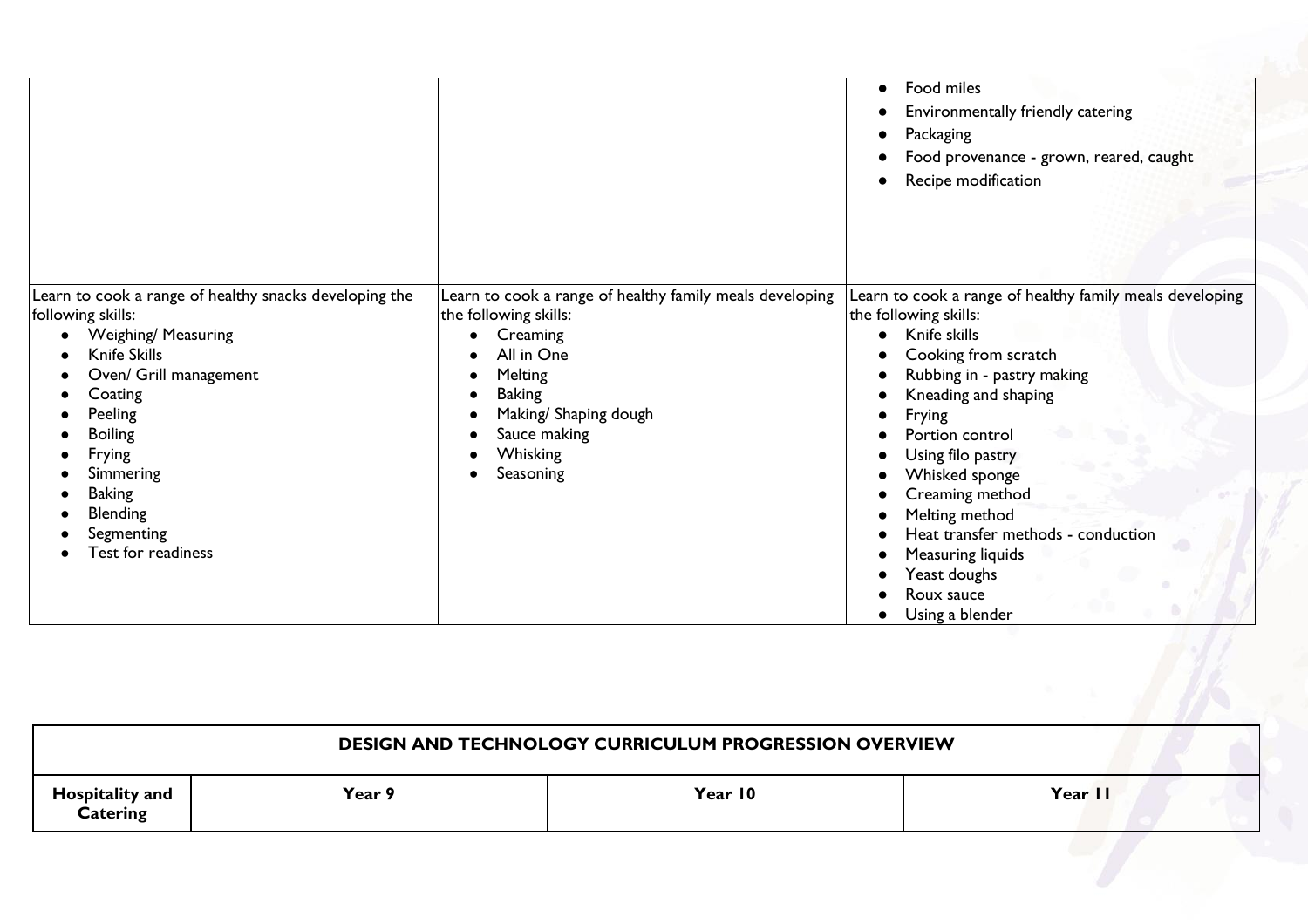| | | |
|---|---|---|
| | | <ul><li>Food miles</li><li>Environmentally friendly catering</li><li>Packaging</li><li>Food provenance - grown, reared, caught</li><li>Recipe modification</li></ul> |
| Learn to cook a range of healthy snacks developing the following skills:<ul><li>Weighing/ Measuring</li><li>Knife Skills</li><li>Oven/ Grill management</li><li>Coating</li><li>Peeling</li><li>Boiling</li><li>Frying</li><li>Simmering</li><li>Baking</li><li>Blending</li><li>Segmenting</li><li>Test for readiness</li></ul> | Learn to cook a range of healthy family meals developing the following skills:<ul><li>Creaming</li><li>All in One</li><li>Melting</li><li>Baking</li><li>Making/ Shaping dough</li><li>Sauce making</li><li>Whisking</li><li>Seasoning</li></ul> | Learn to cook a range of healthy family meals developing the following skills:<ul><li>Knife skills</li><li>Cooking from scratch</li><li>Rubbing in - pastry making</li><li>Kneading and shaping</li><li>Frying</li><li>Portion control</li><li>Using filo pastry</li><li>Whisked sponge</li><li>Creaming method</li><li>Melting method</li><li>Heat transfer methods - conduction</li><li>Measuring liquids</li><li>Yeast doughs</li><li>Roux sauce</li><li>Using a blender</li></ul> |

| DESIGN AND TECHNOLOGY CURRICULUM PROGRESSION OVERVIEW | | | |
|---|---|---|---|
| **Hospitality and Catering** | **Year 9** | **Year 10** | **Year 11** |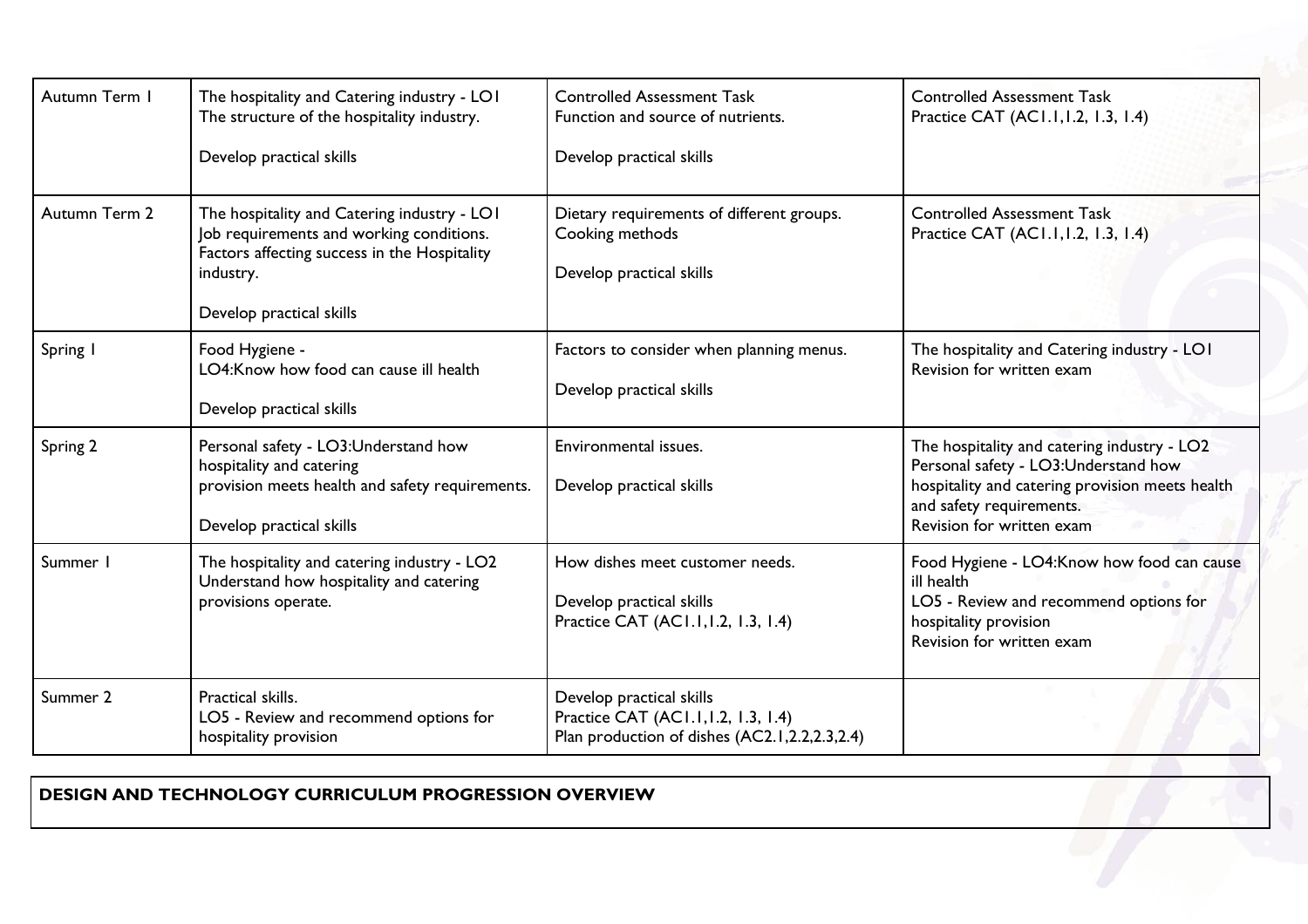| | | | |
|---|---|---|---|
| Autumn Term 1 | The hospitality and Catering industry - LO1<br>The structure of the hospitality industry.<br><br>Develop practical skills | Controlled Assessment Task<br>Function and source of nutrients.<br><br>Develop practical skills | Controlled Assessment Task<br>Practice CAT (AC1.1,1.2, 1.3, 1.4) |
| Autumn Term 2 | The hospitality and Catering industry - LO1<br>Job requirements and working conditions.<br>Factors affecting success in the Hospitality industry.<br><br>Develop practical skills | Dietary requirements of different groups.<br>Cooking methods<br><br>Develop practical skills | Controlled Assessment Task<br>Practice CAT (AC1.1,1.2, 1.3, 1.4) |
| Spring 1 | Food Hygiene -<br>LO4:Know how food can cause ill health<br><br>Develop practical skills | Factors to consider when planning menus.<br><br>Develop practical skills | The hospitality and Catering industry - LO1<br>Revision for written exam |
| Spring 2 | Personal safety - LO3:Understand how hospitality and catering provision meets health and safety requirements.<br><br>Develop practical skills | Environmental issues.<br><br>Develop practical skills | The hospitality and catering industry - LO2<br>Personal safety - LO3:Understand how hospitality and catering provision meets health and safety requirements.<br>Revision for written exam |
| Summer 1 | The hospitality and catering industry - LO2<br>Understand how hospitality and catering provisions operate. | How dishes meet customer needs.<br><br>Develop practical skills<br>Practice CAT (AC1.1,1.2, 1.3, 1.4) | Food Hygiene - LO4:Know how food can cause ill health<br>LO5 - Review and recommend options for hospitality provision<br>Revision for written exam |
| Summer 2 | Practical skills.<br>LO5 - Review and recommend options for hospitality provision | Develop practical skills<br>Practice CAT (AC1.1,1.2, 1.3, 1.4)<br>Plan production of dishes (AC2.1,2.2,2.3,2.4) | |

**DESIGN AND TECHNOLOGY CURRICULUM PROGRESSION OVERVIEW**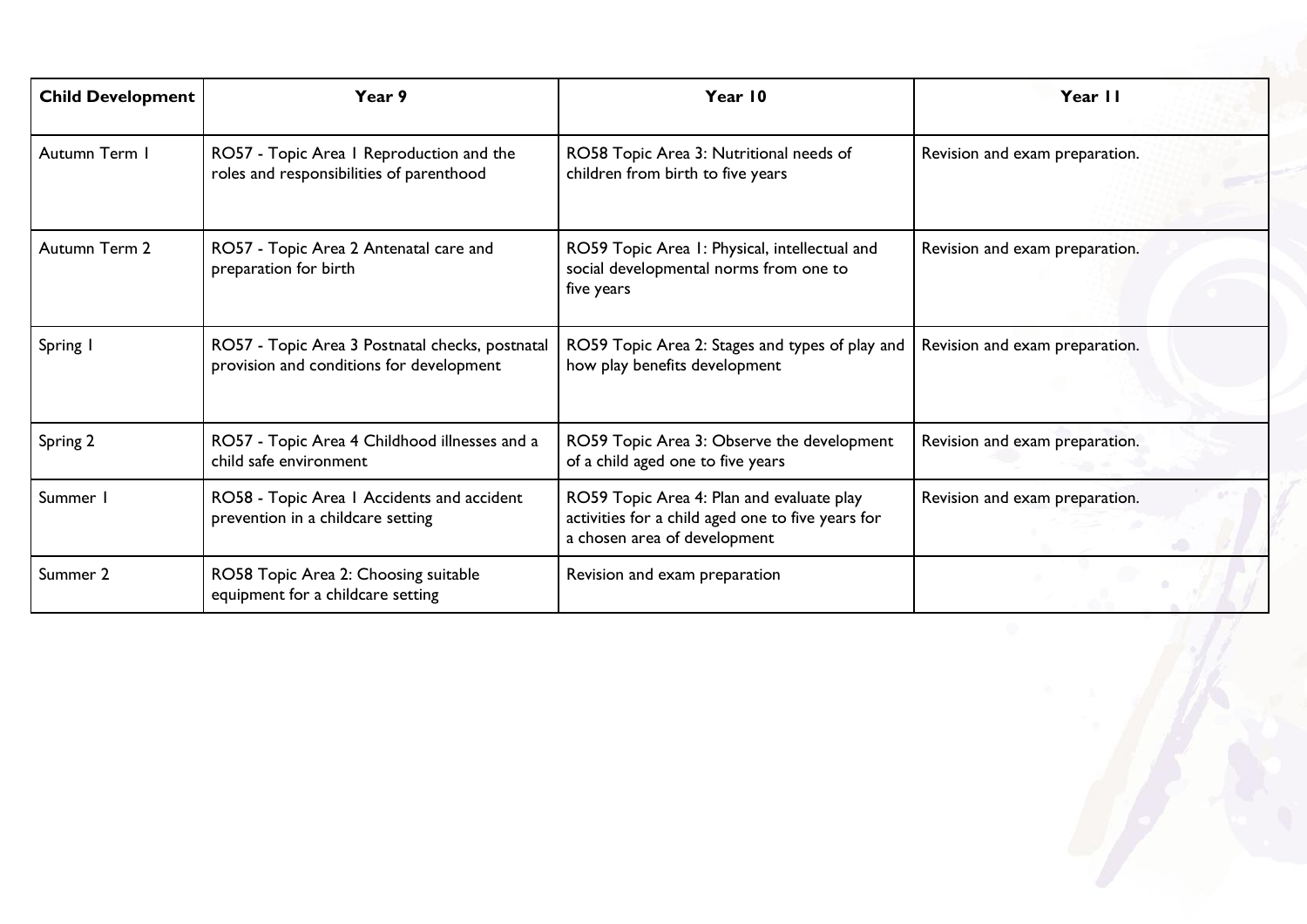| Child Development | Year 9 | Year 10 | Year 11 |
|---|---|---|---|
| Autumn Term 1 | RO57 - Topic Area 1 Reproduction and the roles and responsibilities of parenthood | RO58 Topic Area 3: Nutritional needs of children from birth to five years | Revision and exam preparation. |
| Autumn Term 2 | RO57 - Topic Area 2 Antenatal care and preparation for birth | RO59 Topic Area 1: Physical, intellectual and social developmental norms from one to five years | Revision and exam preparation. |
| Spring 1 | RO57 - Topic Area 3 Postnatal checks, postnatal provision and conditions for development | RO59 Topic Area 2: Stages and types of play and how play benefits development | Revision and exam preparation. |
| Spring 2 | RO57 - Topic Area 4 Childhood illnesses and a child safe environment | RO59 Topic Area 3: Observe the development of a child aged one to five years | Revision and exam preparation. |
| Summer 1 | RO58 - Topic Area 1 Accidents and accident prevention in a childcare setting | RO59 Topic Area 4: Plan and evaluate play activities for a child aged one to five years for a chosen area of development | Revision and exam preparation. |
| Summer 2 | RO58 Topic Area 2: Choosing suitable equipment for a childcare setting | Revision and exam preparation | |